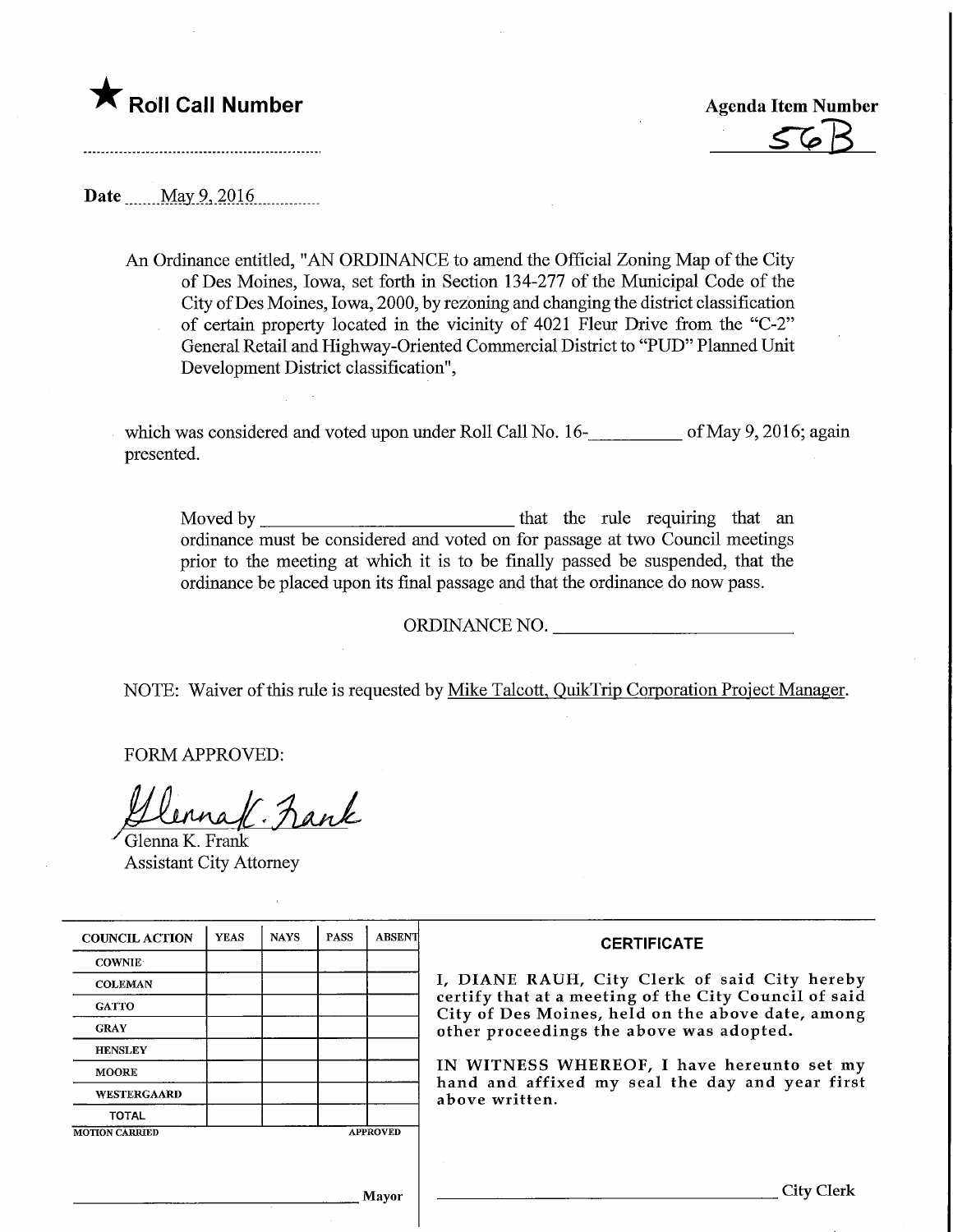★ **Roll Call Number**

..........................................................

**Agenda Item Number**

56B

**Date** May 9, 2016

An Ordinance entitled, "AN ORDINANCE to amend the Official Zoning Map of the City of Des Moines, Iowa, set forth in Section 134-277 of the Municipal Code of the City of Des Moines, Iowa, 2000, by rezoning and changing the district classification of certain property located in the vicinity of 4021 Fleur Drive from the "C-2" General Retail and Highway-Oriented Commercial District to "PUD" Planned Unit Development District classification",

which was considered and voted upon under Roll Call No. 16-__________ of May 9, 2016; again presented.

Moved by ____________________________ that the rule requiring that an ordinance must be considered and voted on for passage at two Council meetings prior to the meeting at which it is to be finally passed be suspended, that the ordinance be placed upon its final passage and that the ordinance do now pass.

ORDINANCE NO. __________________________

NOTE: Waiver of this rule is requested by Mike Talcott, QuikTrip Corporation Project Manager.

FORM APPROVED:

Glenna K. Frank
Glenna K. Frank
Assistant City Attorney

| COUNCIL ACTION | YEAS | NAYS | PASS | ABSENT |
|---|---|---|---|---|
| COWNIE | | | | |
| COLEMAN | | | | |
| GATTO | | | | |
| GRAY | | | | |
| HENSLEY | | | | |
| MOORE | | | | |
| WESTERGAARD | | | | |
| TOTAL | | | | |
| MOTION CARRIED | | | | APPROVED |

_____________________________ Mayor

**CERTIFICATE**

I, DIANE RAUH, City Clerk of said City hereby certify that at a meeting of the City Council of said City of Des Moines, held on the above date, among other proceedings the above was adopted.

IN WITNESS WHEREOF, I have hereunto set my hand and affixed my seal the day and year first above written.

_____________________________ City Clerk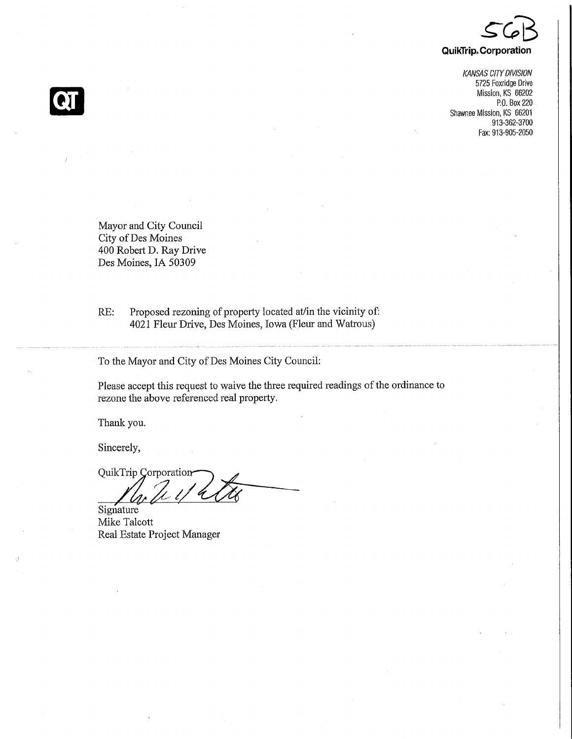56B

**QuikTrip. Corporation**

*KANSAS CITY DIVISION*
5725 Foxridge Drive
Mission, KS 66202
P.O. Box 220
Shawnee Mission, KS 66201
913-362-3700
Fax: 913-905-2050

QT

Mayor and City Council
City of Des Moines
400 Robert D. Ray Drive
Des Moines, IA 50309

RE: Proposed rezoning of property located at/in the vicinity of:
4021 Fleur Drive, Des Moines, Iowa (Fleur and Watrous)

To the Mayor and City of Des Moines City Council:

Please accept this request to waive the three required readings of the ordinance to rezone the above referenced real property.

Thank you.

Sincerely,

QuikTrip Corporation

Signature
Mike Talcott
Real Estate Project Manager